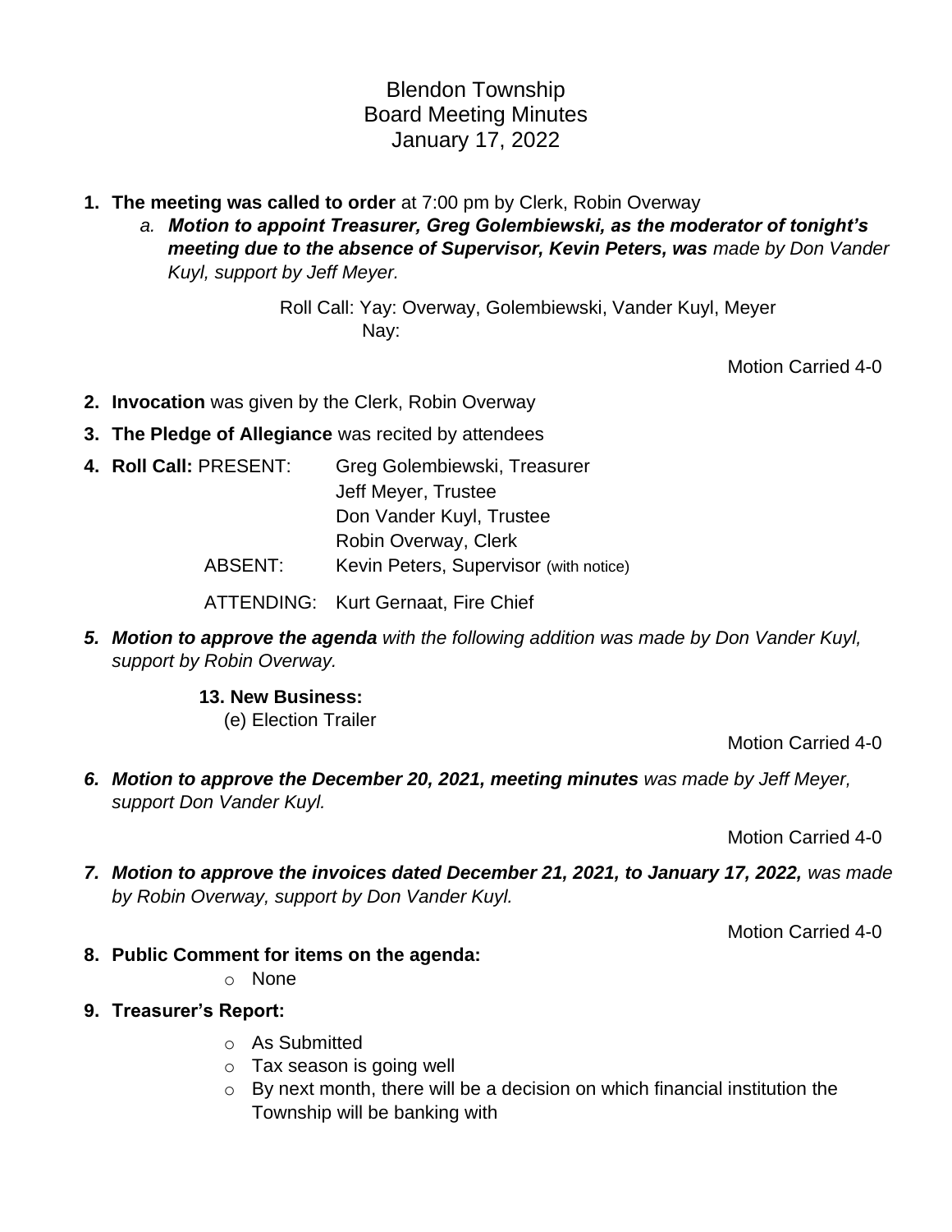# Blendon Township
## Board Meeting Minutes
### January 17, 2022

1. **The meeting was called to order** at 7:00 pm by Clerk, Robin Overway
   a. ***Motion to appoint Treasurer, Greg Golembiewski, as the moderator of tonight's meeting due to the absence of Supervisor, Kevin Peters, was*** *made by Don Vander Kuyl, support by Jeff Meyer.*

      Roll Call: Yay: Overway, Golembiewski, Vander Kuyl, Meyer
      Nay:

      Motion Carried 4-0

2. **Invocation** was given by the Clerk, Robin Overway

3. **The Pledge of Allegiance** was recited by attendees

4. **Roll Call:** PRESENT: Greg Golembiewski, Treasurer
   Jeff Meyer, Trustee
   Don Vander Kuyl, Trustee
   Robin Overway, Clerk

   ABSENT: Kevin Peters, Supervisor (with notice)

   ATTENDING: Kurt Gernaat, Fire Chief

5. ***Motion to approve the agenda*** *with the following addition was made by Don Vander Kuyl, support by Robin Overway.*

   **13. New Business:**
   (e) Election Trailer

   Motion Carried 4-0

6. ***Motion to approve the December 20, 2021, meeting minutes*** *was made by Jeff Meyer, support Don Vander Kuyl.*

   Motion Carried 4-0

7. ***Motion to approve the invoices dated December 21, 2021, to January 17, 2022,*** *was made by Robin Overway, support by Don Vander Kuyl.*

   Motion Carried 4-0

8. **Public Comment for items on the agenda:**
   - None

9. **Treasurer's Report:**
   - As Submitted
   - Tax season is going well
   - By next month, there will be a decision on which financial institution the Township will be banking with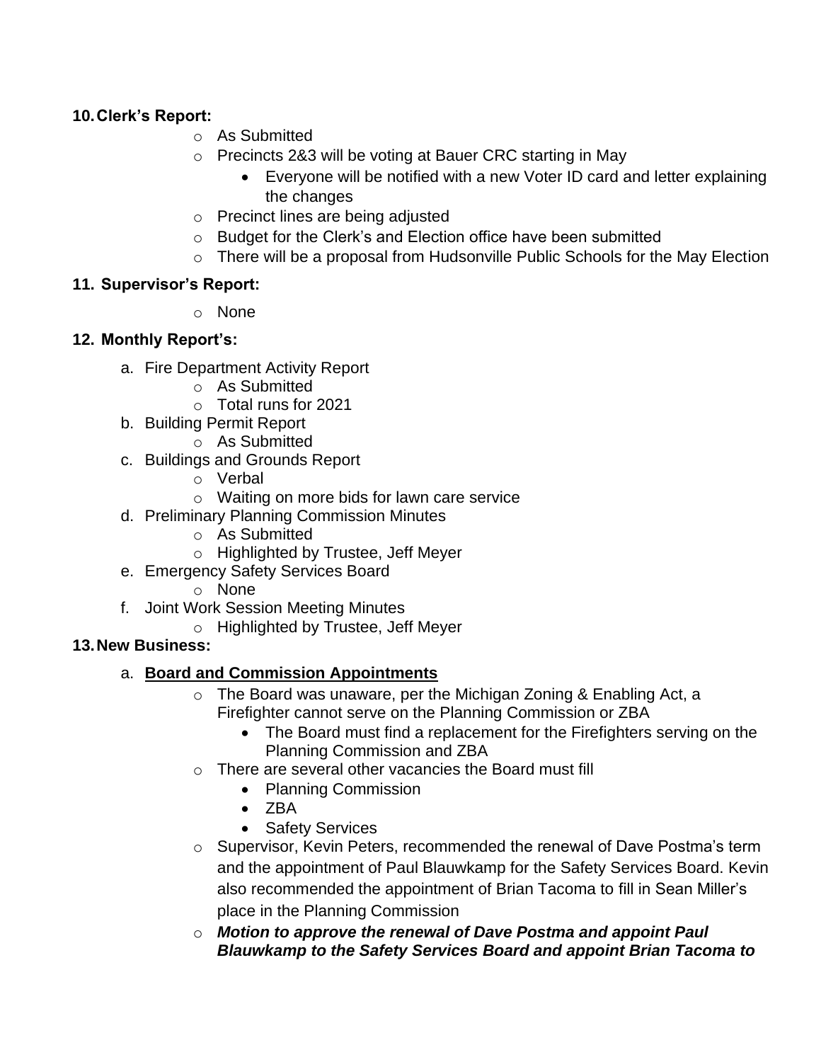**10. Clerk's Report:**

- As Submitted
- Precincts 2&3 will be voting at Bauer CRC starting in May
  - Everyone will be notified with a new Voter ID card and letter explaining the changes
- Precinct lines are being adjusted
- Budget for the Clerk's and Election office have been submitted
- There will be a proposal from Hudsonville Public Schools for the May Election

**11. Supervisor's Report:**

- None

**12. Monthly Report's:**

a. Fire Department Activity Report
   - As Submitted
   - Total runs for 2021

b. Building Permit Report
   - As Submitted

c. Buildings and Grounds Report
   - Verbal
   - Waiting on more bids for lawn care service

d. Preliminary Planning Commission Minutes
   - As Submitted
   - Highlighted by Trustee, Jeff Meyer

e. Emergency Safety Services Board
   - None

f. Joint Work Session Meeting Minutes
   - Highlighted by Trustee, Jeff Meyer

**13. New Business:**

a. **Board and Commission Appointments**
   - The Board was unaware, per the Michigan Zoning & Enabling Act, a Firefighter cannot serve on the Planning Commission or ZBA
     - The Board must find a replacement for the Firefighters serving on the Planning Commission and ZBA
   - There are several other vacancies the Board must fill
     - Planning Commission
     - ZBA
     - Safety Services
   - Supervisor, Kevin Peters, recommended the renewal of Dave Postma's term and the appointment of Paul Blauwkamp for the Safety Services Board. Kevin also recommended the appointment of Brian Tacoma to fill in Sean Miller's place in the Planning Commission
   - ***Motion to approve the renewal of Dave Postma and appoint Paul Blauwkamp to the Safety Services Board and appoint Brian Tacoma to***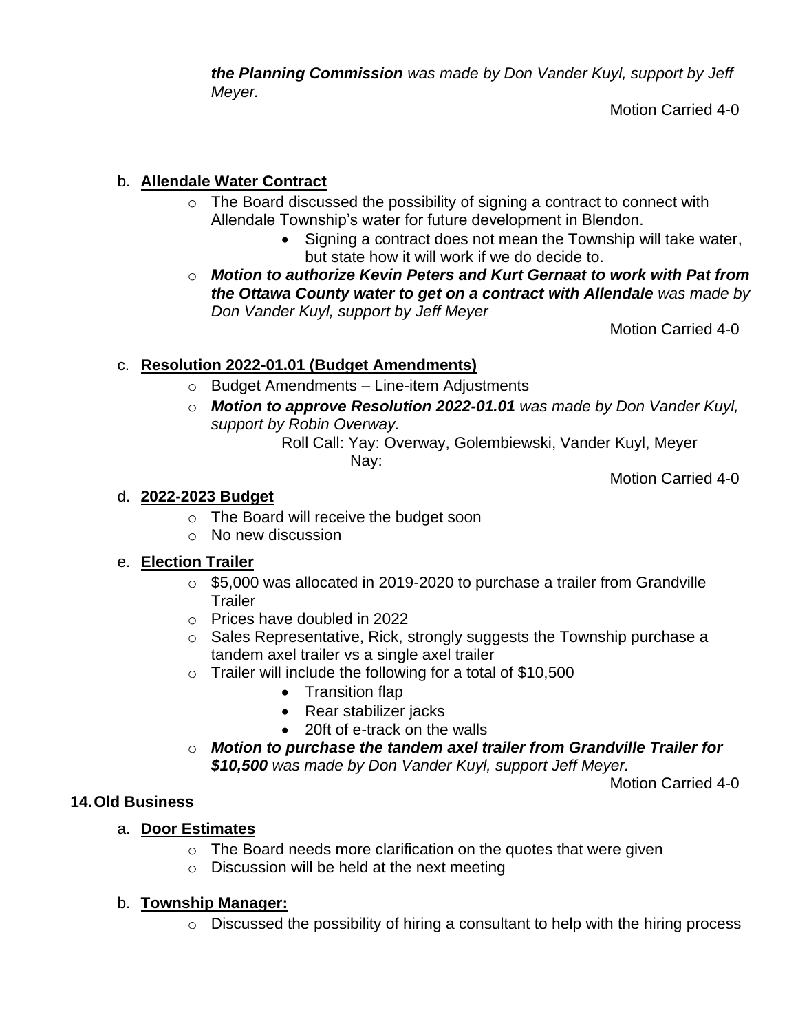***the Planning Commission** was made by Don Vander Kuyl, support by Jeff Meyer.*

Motion Carried 4-0

b. **Allendale Water Contract**
   - The Board discussed the possibility of signing a contract to connect with Allendale Township's water for future development in Blendon.
     - Signing a contract does not mean the Township will take water, but state how it will work if we do decide to.
   - ***Motion to authorize Kevin Peters and Kurt Gernaat to work with Pat from the Ottawa County water to get on a contract with Allendale** was made by Don Vander Kuyl, support by Jeff Meyer*

Motion Carried 4-0

c. **Resolution 2022-01.01 (Budget Amendments)**
   - Budget Amendments – Line-item Adjustments
   - ***Motion to approve Resolution 2022-01.01** was made by Don Vander Kuyl, support by Robin Overway.*

Roll Call: Yay: Overway, Golembiewski, Vander Kuyl, Meyer
Nay:

Motion Carried 4-0

d. **2022-2023 Budget**
   - The Board will receive the budget soon
   - No new discussion

e. **Election Trailer**
   - $5,000 was allocated in 2019-2020 to purchase a trailer from Grandville Trailer
   - Prices have doubled in 2022
   - Sales Representative, Rick, strongly suggests the Township purchase a tandem axel trailer vs a single axel trailer
   - Trailer will include the following for a total of $10,500
     - Transition flap
     - Rear stabilizer jacks
     - 20ft of e-track on the walls
   - ***Motion to purchase the tandem axel trailer from Grandville Trailer for $10,500** was made by Don Vander Kuyl, support Jeff Meyer.*

Motion Carried 4-0

## 14. Old Business

a. **Door Estimates**
   - The Board needs more clarification on the quotes that were given
   - Discussion will be held at the next meeting

b. **Township Manager:**
   - Discussed the possibility of hiring a consultant to help with the hiring process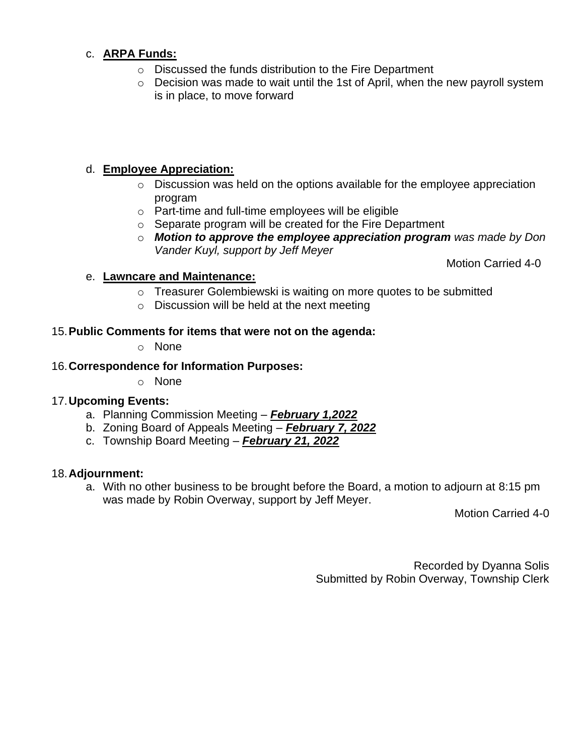c. **ARPA Funds:**
   - Discussed the funds distribution to the Fire Department
   - Decision was made to wait until the 1st of April, when the new payroll system is in place, to move forward

d. **Employee Appreciation:**
   - Discussion was held on the options available for the employee appreciation program
   - Part-time and full-time employees will be eligible
   - Separate program will be created for the Fire Department
   - ***Motion to approve the employee appreciation program*** *was made by Don Vander Kuyl, support by Jeff Meyer*

Motion Carried 4-0

e. **Lawncare and Maintenance:**
   - Treasurer Golembiewski is waiting on more quotes to be submitted
   - Discussion will be held at the next meeting

15. **Public Comments for items that were not on the agenda:**
    - None

16. **Correspondence for Information Purposes:**
    - None

17. **Upcoming Events:**
    a. Planning Commission Meeting – ***February 1,2022***
    b. Zoning Board of Appeals Meeting – ***February 7, 2022***
    c. Township Board Meeting – ***February 21, 2022***

18. **Adjournment:**
    a. With no other business to be brought before the Board, a motion to adjourn at 8:15 pm was made by Robin Overway, support by Jeff Meyer.

Motion Carried 4-0

Recorded by Dyanna Solis
Submitted by Robin Overway, Township Clerk